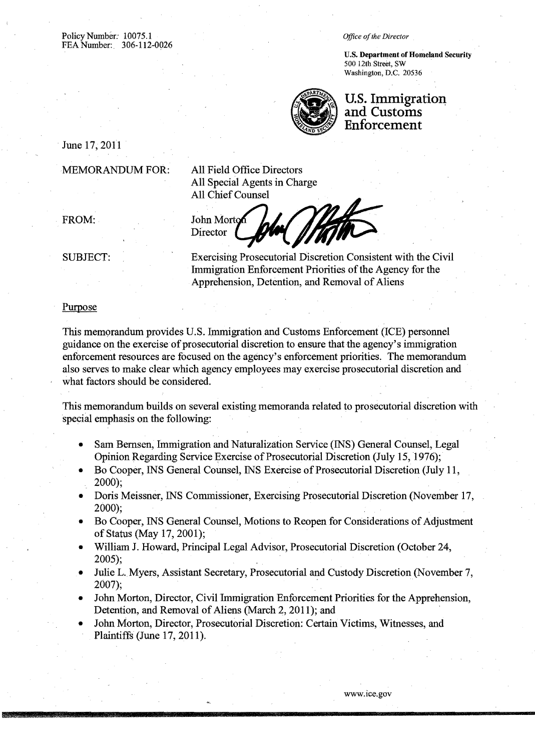Policy Number: 10075.1
FEA Number: 306-112-0026

*Office of the Director*

**U.S. Department of Homeland Security**
500 12th Street, SW
Washington, D.C. 20536

**U.S. Immigration and Customs Enforcement**

June 17, 2011

MEMORANDUM FOR: All Field Office Directors
All Special Agents in Charge
All Chief Counsel

FROM: John Morton
Director

SUBJECT: Exercising Prosecutorial Discretion Consistent with the Civil Immigration Enforcement Priorities of the Agency for the Apprehension, Detention, and Removal of Aliens

## Purpose

This memorandum provides U.S. Immigration and Customs Enforcement (ICE) personnel guidance on the exercise of prosecutorial discretion to ensure that the agency's immigration enforcement resources are focused on the agency's enforcement priorities. The memorandum also serves to make clear which agency employees may exercise prosecutorial discretion and what factors should be considered.

This memorandum builds on several existing memoranda related to prosecutorial discretion with special emphasis on the following:

- Sam Bernsen, Immigration and Naturalization Service (INS) General Counsel, Legal Opinion Regarding Service Exercise of Prosecutorial Discretion (July 15, 1976);
- Bo Cooper, INS General Counsel, INS Exercise of Prosecutorial Discretion (July 11, 2000);
- Doris Meissner, INS Commissioner, Exercising Prosecutorial Discretion (November 17, 2000);
- Bo Cooper, INS General Counsel, Motions to Reopen for Considerations of Adjustment of Status (May 17, 2001);
- William J. Howard, Principal Legal Advisor, Prosecutorial Discretion (October 24, 2005);
- Julie L. Myers, Assistant Secretary, Prosecutorial and Custody Discretion (November 7, 2007);
- John Morton, Director, Civil Immigration Enforcement Priorities for the Apprehension, Detention, and Removal of Aliens (March 2, 2011); and
- John Morton, Director, Prosecutorial Discretion: Certain Victims, Witnesses, and Plaintiffs (June 17, 2011).

www.ice.gov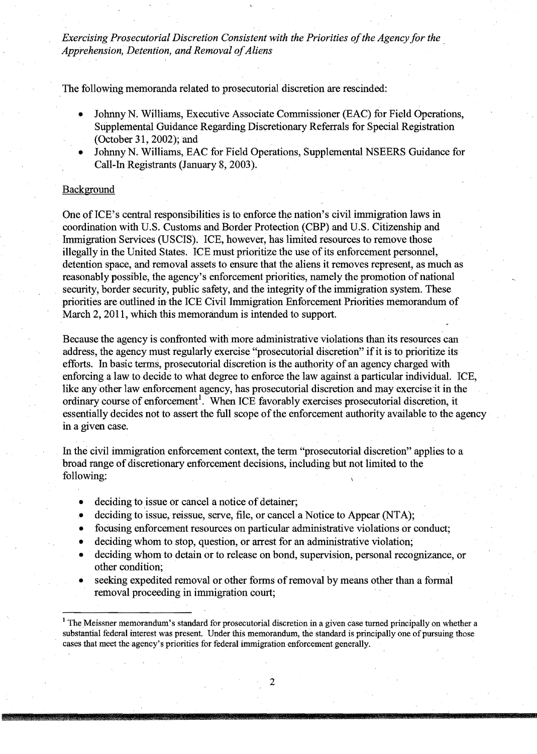*Exercising Prosecutorial Discretion Consistent with the Priorities of the Agency for the Apprehension, Detention, and Removal of Aliens*

The following memoranda related to prosecutorial discretion are rescinded:

- Johnny N. Williams, Executive Associate Commissioner (EAC) for Field Operations, Supplemental Guidance Regarding Discretionary Referrals for Special Registration (October 31, 2002); and
- Johnny N. Williams, EAC for Field Operations, Supplemental NSEERS Guidance for Call-In Registrants (January 8, 2003).

## Background

One of ICE's central responsibilities is to enforce the nation's civil immigration laws in coordination with U.S. Customs and Border Protection (CBP) and U.S. Citizenship and Immigration Services (USCIS). ICE, however, has limited resources to remove those illegally in the United States. ICE must prioritize the use of its enforcement personnel, detention space, and removal assets to ensure that the aliens it removes represent, as much as reasonably possible, the agency's enforcement priorities, namely the promotion of national security, border security, public safety, and the integrity of the immigration system. These priorities are outlined in the ICE Civil Immigration Enforcement Priorities memorandum of March 2, 2011, which this memorandum is intended to support.

Because the agency is confronted with more administrative violations than its resources can address, the agency must regularly exercise "prosecutorial discretion" if it is to prioritize its efforts. In basic terms, prosecutorial discretion is the authority of an agency charged with enforcing a law to decide to what degree to enforce the law against a particular individual. ICE, like any other law enforcement agency, has prosecutorial discretion and may exercise it in the ordinary course of enforcement[1]. When ICE favorably exercises prosecutorial discretion, it essentially decides not to assert the full scope of the enforcement authority available to the agency in a given case.

In the civil immigration enforcement context, the term "prosecutorial discretion" applies to a broad range of discretionary enforcement decisions, including but not limited to the following:

- deciding to issue or cancel a notice of detainer;
- deciding to issue, reissue, serve, file, or cancel a Notice to Appear (NTA);
- focusing enforcement resources on particular administrative violations or conduct;
- deciding whom to stop, question, or arrest for an administrative violation;
- deciding whom to detain or to release on bond, supervision, personal recognizance, or other condition;
- seeking expedited removal or other forms of removal by means other than a formal removal proceeding in immigration court;

[1] The Meissner memorandum's standard for prosecutorial discretion in a given case turned principally on whether a substantial federal interest was present. Under this memorandum, the standard is principally one of pursuing those cases that meet the agency's priorities for federal immigration enforcement generally.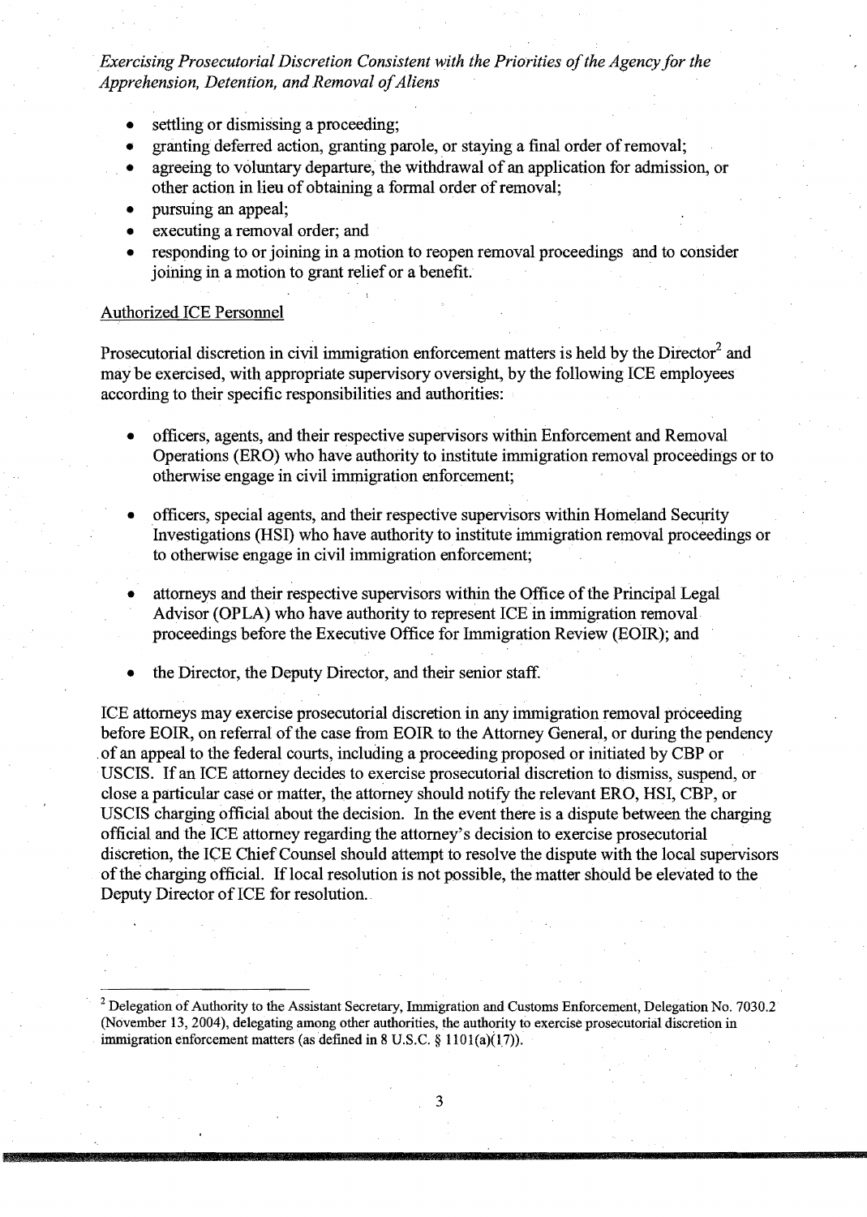- settling or dismissing a proceeding;
- granting deferred action, granting parole, or staying a final order of removal;
- agreeing to voluntary departure, the withdrawal of an application for admission, or other action in lieu of obtaining a formal order of removal;
- pursuing an appeal;
- executing a removal order; and
- responding to or joining in a motion to reopen removal proceedings and to consider joining in a motion to grant relief or a benefit.

Authorized ICE Personnel

Prosecutorial discretion in civil immigration enforcement matters is held by the Director[2] and may be exercised, with appropriate supervisory oversight, by the following ICE employees according to their specific responsibilities and authorities:

- officers, agents, and their respective supervisors within Enforcement and Removal Operations (ERO) who have authority to institute immigration removal proceedings or to otherwise engage in civil immigration enforcement;
- officers, special agents, and their respective supervisors within Homeland Security Investigations (HSI) who have authority to institute immigration removal proceedings or to otherwise engage in civil immigration enforcement;
- attorneys and their respective supervisors within the Office of the Principal Legal Advisor (OPLA) who have authority to represent ICE in immigration removal proceedings before the Executive Office for Immigration Review (EOIR); and
- the Director, the Deputy Director, and their senior staff.

ICE attorneys may exercise prosecutorial discretion in any immigration removal proceeding before EOIR, on referral of the case from EOIR to the Attorney General, or during the pendency of an appeal to the federal courts, including a proceeding proposed or initiated by CBP or USCIS. If an ICE attorney decides to exercise prosecutorial discretion to dismiss, suspend, or close a particular case or matter, the attorney should notify the relevant ERO, HSI, CBP, or USCIS charging official about the decision. In the event there is a dispute between the charging official and the ICE attorney regarding the attorney's decision to exercise prosecutorial discretion, the ICE Chief Counsel should attempt to resolve the dispute with the local supervisors of the charging official. If local resolution is not possible, the matter should be elevated to the Deputy Director of ICE for resolution.

[2] Delegation of Authority to the Assistant Secretary, Immigration and Customs Enforcement, Delegation No. 7030.2 (November 13, 2004), delegating among other authorities, the authority to exercise prosecutorial discretion in immigration enforcement matters (as defined in 8 U.S.C. § 1101(a)(17)).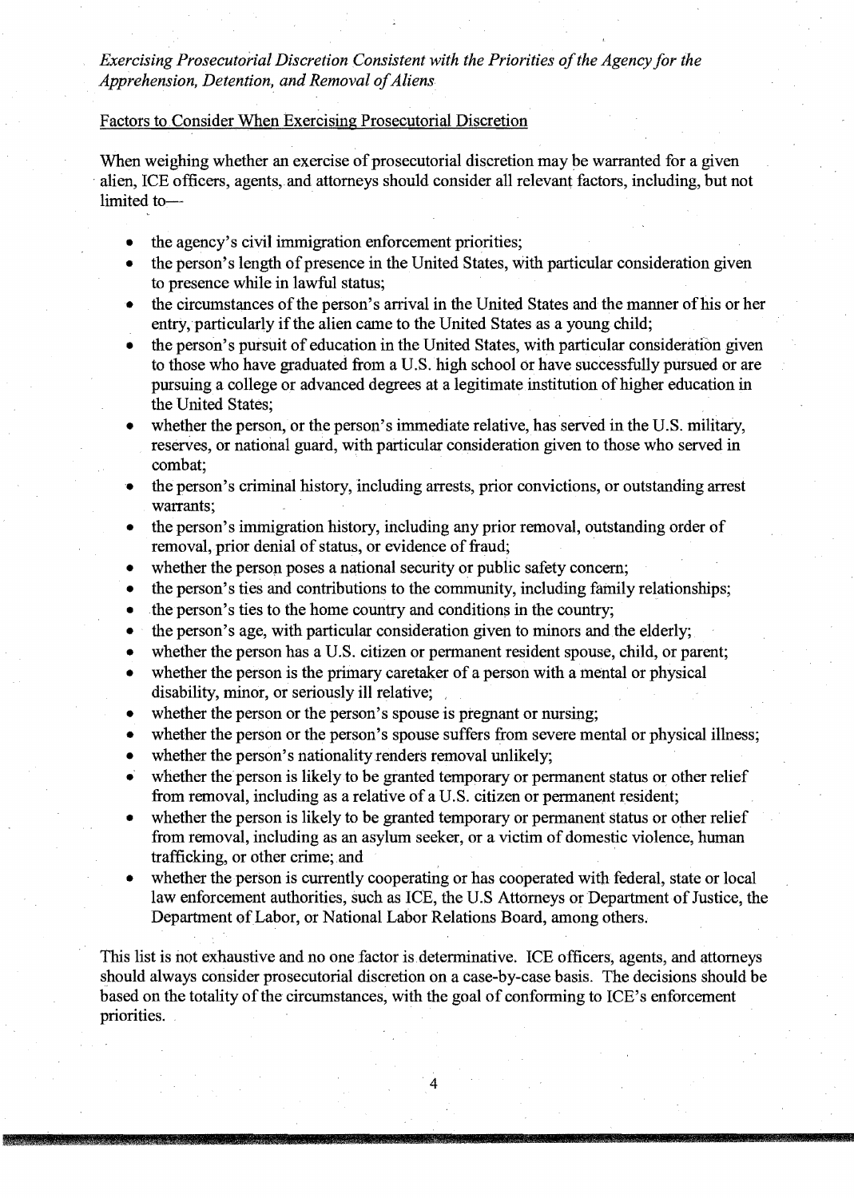*Exercising Prosecutorial Discretion Consistent with the Priorities of the Agency for the Apprehension, Detention, and Removal of Aliens*

Factors to Consider When Exercising Prosecutorial Discretion

When weighing whether an exercise of prosecutorial discretion may be warranted for a given alien, ICE officers, agents, and attorneys should consider all relevant factors, including, but not limited to—

- the agency's civil immigration enforcement priorities;
- the person's length of presence in the United States, with particular consideration given to presence while in lawful status;
- the circumstances of the person's arrival in the United States and the manner of his or her entry, particularly if the alien came to the United States as a young child;
- the person's pursuit of education in the United States, with particular consideration given to those who have graduated from a U.S. high school or have successfully pursued or are pursuing a college or advanced degrees at a legitimate institution of higher education in the United States;
- whether the person, or the person's immediate relative, has served in the U.S. military, reserves, or national guard, with particular consideration given to those who served in combat;
- the person's criminal history, including arrests, prior convictions, or outstanding arrest warrants;
- the person's immigration history, including any prior removal, outstanding order of removal, prior denial of status, or evidence of fraud;
- whether the person poses a national security or public safety concern;
- the person's ties and contributions to the community, including family relationships;
- the person's ties to the home country and conditions in the country;
- the person's age, with particular consideration given to minors and the elderly;
- whether the person has a U.S. citizen or permanent resident spouse, child, or parent;
- whether the person is the primary caretaker of a person with a mental or physical disability, minor, or seriously ill relative;
- whether the person or the person's spouse is pregnant or nursing;
- whether the person or the person's spouse suffers from severe mental or physical illness;
- whether the person's nationality renders removal unlikely;
- whether the person is likely to be granted temporary or permanent status or other relief from removal, including as a relative of a U.S. citizen or permanent resident;
- whether the person is likely to be granted temporary or permanent status or other relief from removal, including as an asylum seeker, or a victim of domestic violence, human trafficking, or other crime; and
- whether the person is currently cooperating or has cooperated with federal, state or local law enforcement authorities, such as ICE, the U.S Attorneys or Department of Justice, the Department of Labor, or National Labor Relations Board, among others.

This list is not exhaustive and no one factor is determinative. ICE officers, agents, and attorneys should always consider prosecutorial discretion on a case-by-case basis. The decisions should be based on the totality of the circumstances, with the goal of conforming to ICE's enforcement priorities.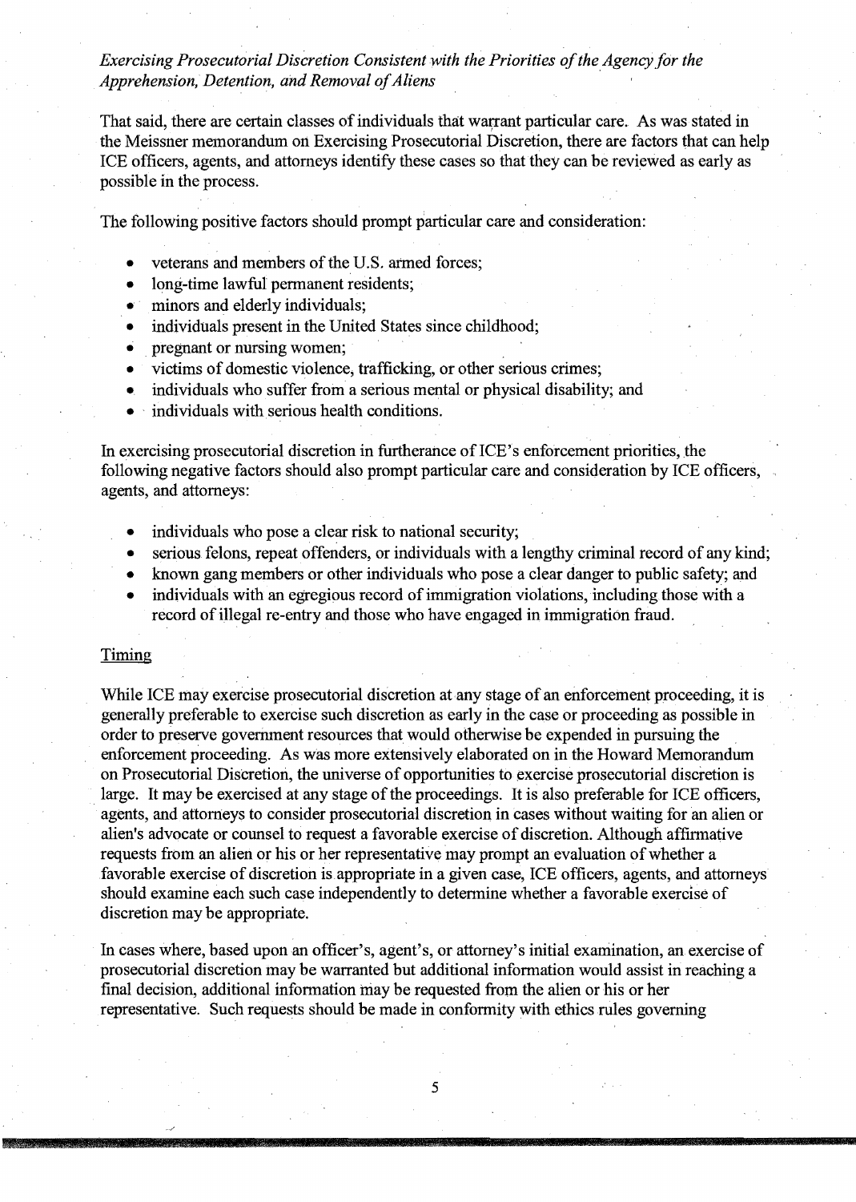*Exercising Prosecutorial Discretion Consistent with the Priorities of the Agency for the Apprehension, Detention, and Removal of Aliens*

That said, there are certain classes of individuals that warrant particular care. As was stated in the Meissner memorandum on Exercising Prosecutorial Discretion, there are factors that can help ICE officers, agents, and attorneys identify these cases so that they can be reviewed as early as possible in the process.

The following positive factors should prompt particular care and consideration:

- veterans and members of the U.S. armed forces;
- long-time lawful permanent residents;
- minors and elderly individuals;
- individuals present in the United States since childhood;
- pregnant or nursing women;
- victims of domestic violence, trafficking, or other serious crimes;
- individuals who suffer from a serious mental or physical disability; and
- individuals with serious health conditions.

In exercising prosecutorial discretion in furtherance of ICE's enforcement priorities, the following negative factors should also prompt particular care and consideration by ICE officers, agents, and attorneys:

- individuals who pose a clear risk to national security;
- serious felons, repeat offenders, or individuals with a lengthy criminal record of any kind;
- known gang members or other individuals who pose a clear danger to public safety; and
- individuals with an egregious record of immigration violations, including those with a record of illegal re-entry and those who have engaged in immigration fraud.

Timing

While ICE may exercise prosecutorial discretion at any stage of an enforcement proceeding, it is generally preferable to exercise such discretion as early in the case or proceeding as possible in order to preserve government resources that would otherwise be expended in pursuing the enforcement proceeding. As was more extensively elaborated on in the Howard Memorandum on Prosecutorial Discretion, the universe of opportunities to exercise prosecutorial discretion is large. It may be exercised at any stage of the proceedings. It is also preferable for ICE officers, agents, and attorneys to consider prosecutorial discretion in cases without waiting for an alien or alien's advocate or counsel to request a favorable exercise of discretion. Although affirmative requests from an alien or his or her representative may prompt an evaluation of whether a favorable exercise of discretion is appropriate in a given case, ICE officers, agents, and attorneys should examine each such case independently to determine whether a favorable exercise of discretion may be appropriate.

In cases where, based upon an officer's, agent's, or attorney's initial examination, an exercise of prosecutorial discretion may be warranted but additional information would assist in reaching a final decision, additional information may be requested from the alien or his or her representative. Such requests should be made in conformity with ethics rules governing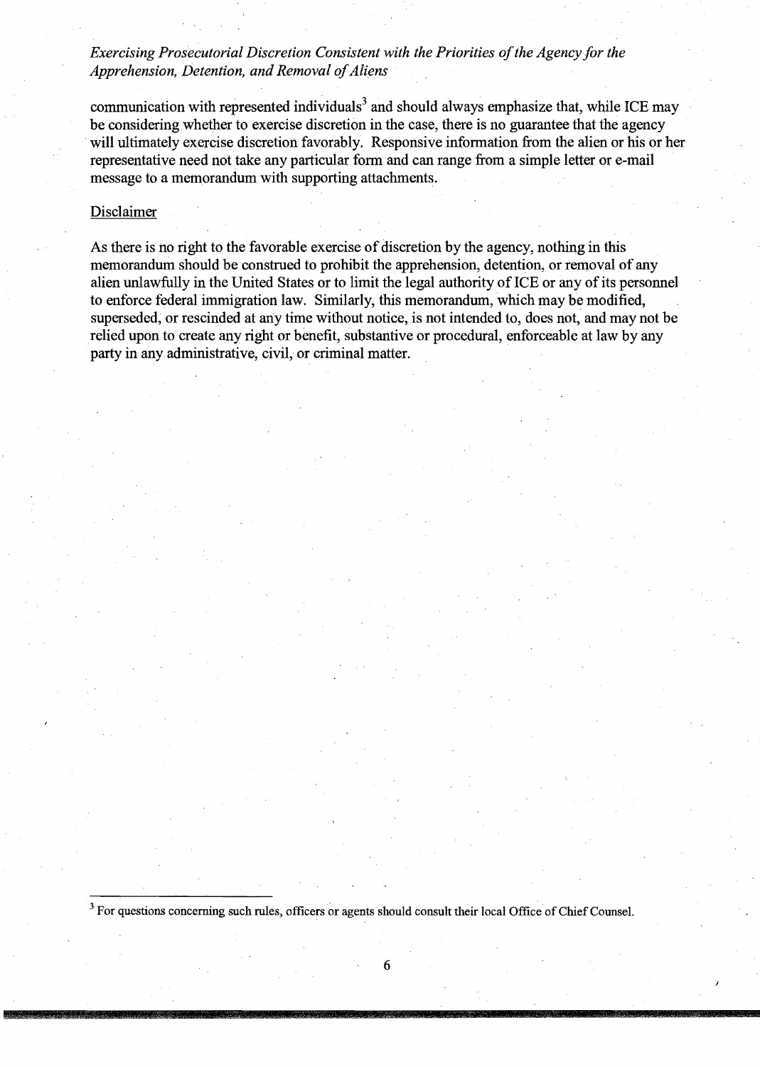communication with represented individuals[3] and should always emphasize that, while ICE may be considering whether to exercise discretion in the case, there is no guarantee that the agency will ultimately exercise discretion favorably. Responsive information from the alien or his or her representative need not take any particular form and can range from a simple letter or e-mail message to a memorandum with supporting attachments.

Disclaimer

As there is no right to the favorable exercise of discretion by the agency, nothing in this memorandum should be construed to prohibit the apprehension, detention, or removal of any alien unlawfully in the United States or to limit the legal authority of ICE or any of its personnel to enforce federal immigration law. Similarly, this memorandum, which may be modified, superseded, or rescinded at any time without notice, is not intended to, does not, and may not be relied upon to create any right or benefit, substantive or procedural, enforceable at law by any party in any administrative, civil, or criminal matter.

[3] For questions concerning such rules, officers or agents should consult their local Office of Chief Counsel.